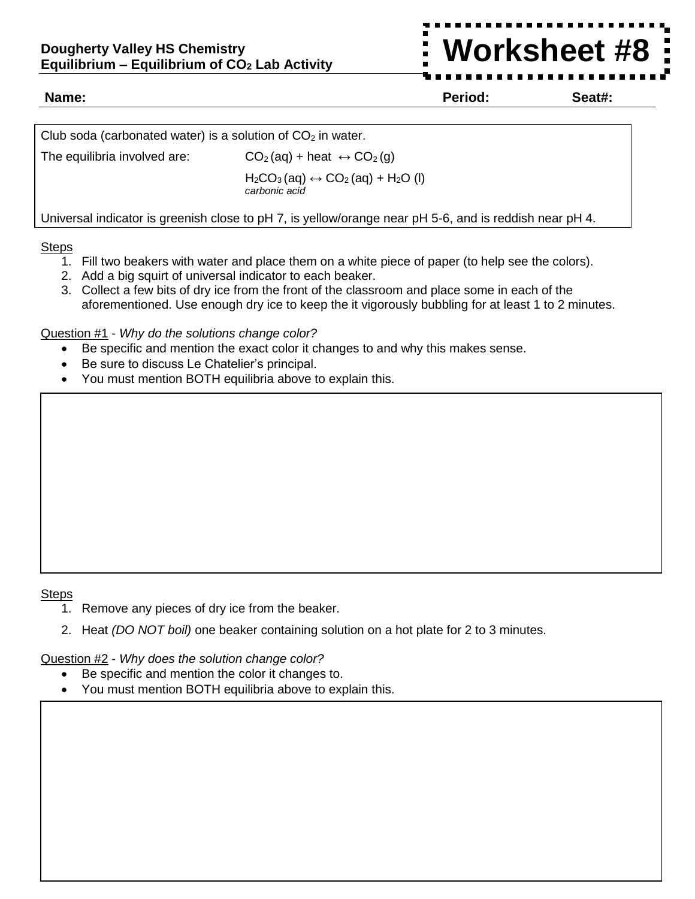**Dougherty Valley HS Chemistry**
**Equilibrium – Equilibrium of $CO_2$ Lab Activity**

# Worksheet #8

**Name:** **Period:** **Seat#:**

Club soda (carbonated water) is a solution of $CO_2$ in water.

The equilibria involved are: $CO_2\,(aq) + heat \leftrightarrow CO_2\,(g)$

$H_2CO_3\,(aq) \leftrightarrow CO_2\,(aq) + H_2O\,(l)$
*carbonic acid*

Universal indicator is greenish close to pH 7, is yellow/orange near pH 5-6, and is reddish near pH 4.

<u>Steps</u>

1. Fill two beakers with water and place them on a white piece of paper (to help see the colors).
2. Add a big squirt of universal indicator to each beaker.
3. Collect a few bits of dry ice from the front of the classroom and place some in each of the aforementioned. Use enough dry ice to keep the it vigorously bubbling for at least 1 to 2 minutes.

<u>Question #1</u> - *Why do the solutions change color?*

- Be specific and mention the exact color it changes to and why this makes sense.
- Be sure to discuss Le Chatelier's principal.
- You must mention BOTH equilibria above to explain this.

<u>Steps</u>

1. Remove any pieces of dry ice from the beaker.
2. Heat *(DO NOT boil)* one beaker containing solution on a hot plate for 2 to 3 minutes.

<u>Question #2</u> - *Why does the solution change color?*

- Be specific and mention the color it changes to.
- You must mention BOTH equilibria above to explain this.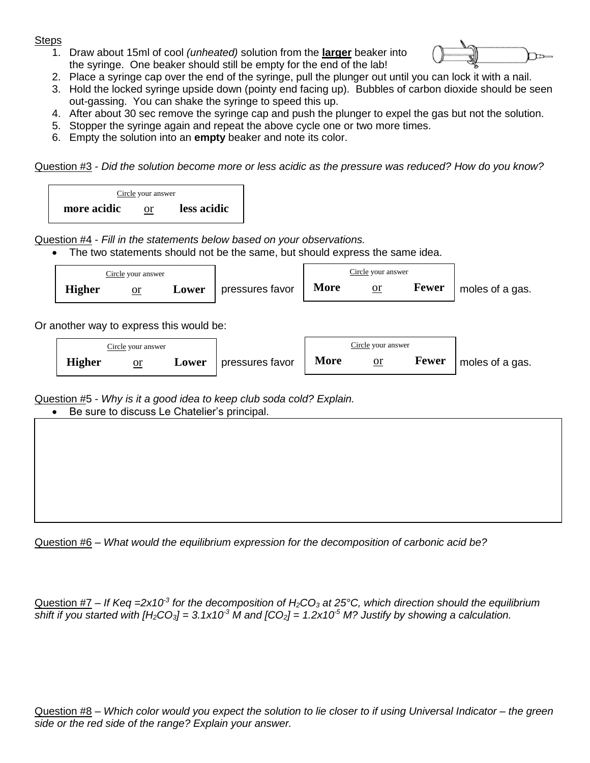Steps

1. Draw about 15ml of cool *(unheated)* solution from the **larger** beaker into the syringe. One beaker should still be empty for the end of the lab!
2. Place a syringe cap over the end of the syringe, pull the plunger out until you can lock it with a nail.
3. Hold the locked syringe upside down (pointy end facing up). Bubbles of carbon dioxide should be seen out-gassing. You can shake the syringe to speed this up.
4. After about 30 sec remove the syringe cap and push the plunger to expel the gas but not the solution.
5. Stopper the syringe again and repeat the above cycle one or two more times.
6. Empty the solution into an **empty** beaker and note its color.

Question #3 - *Did the solution become more or less acidic as the pressure was reduced? How do you know?*

Circle your answer
**more acidic** or **less acidic**

Question #4 - *Fill in the statements below based on your observations.*

- The two statements should not be the same, but should express the same idea.

Circle your answer: **Higher** or **Lower** pressures favor Circle your answer: **More** or **Fewer** moles of a gas.

Or another way to express this would be:

Circle your answer: **Higher** or **Lower** pressures favor Circle your answer: **More** or **Fewer** moles of a gas.

Question #5 - *Why is it a good idea to keep club soda cold? Explain.*

- Be sure to discuss Le Chatelier's principal.

Question #6 – *What would the equilibrium expression for the decomposition of carbonic acid be?*

Question #7 – *If Keq =$2x10^{-3}$ for the decomposition of $H_2CO_3$ at 25°C, which direction should the equilibrium shift if you started with [$H_2CO_3$] = $3.1x10^{-3}$ M and [$CO_2$] = $1.2x10^{-5}$ M? Justify by showing a calculation.*

Question #8 – *Which color would you expect the solution to lie closer to if using Universal Indicator – the green side or the red side of the range? Explain your answer.*